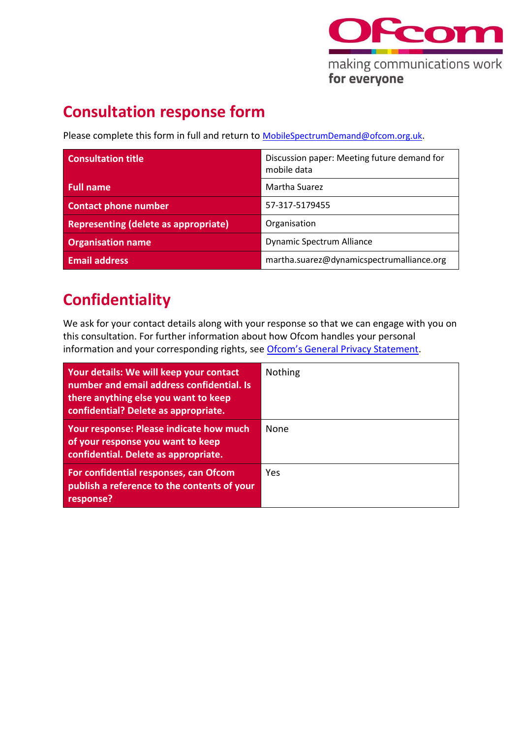# Consultation response form

Please complete this form in full and return to MobileSpectrumDemand@ofcom.org.uk.

| Consultation title | Discussion paper: Meeting future demand for mobile data |
|---|---|
| Full name | Martha Suarez |
| Contact phone number | 57-317-5179455 |
| Representing (delete as appropriate) | Organisation |
| Organisation name | Dynamic Spectrum Alliance |
| Email address | martha.suarez@dynamicspectrumalliance.org |

# Confidentiality

We ask for your contact details along with your response so that we can engage with you on this consultation. For further information about how Ofcom handles your personal information and your corresponding rights, see Ofcom's General Privacy Statement.

| Your details: We will keep your contact number and email address confidential. Is there anything else you want to keep confidential? Delete as appropriate. | Nothing |
|---|---|
| Your response: Please indicate how much of your response you want to keep confidential. Delete as appropriate. | None |
| For confidential responses, can Ofcom publish a reference to the contents of your response? | Yes |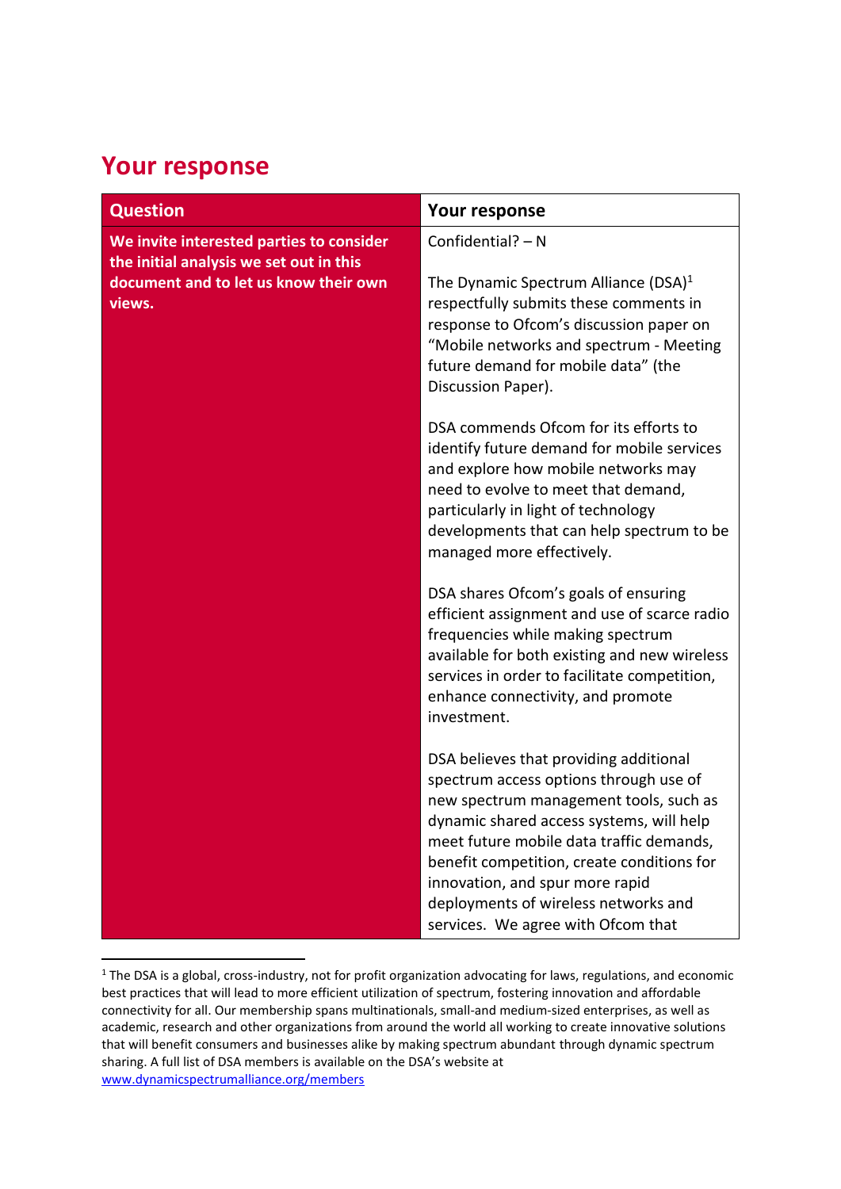## Your response

| Question | Your response |
|---|---|
| **We invite interested parties to consider the initial analysis we set out in this document and to let us know their own views.** | Confidential? – N<br><br>The Dynamic Spectrum Alliance (DSA)[1] respectfully submits these comments in response to Ofcom's discussion paper on "Mobile networks and spectrum - Meeting future demand for mobile data" (the Discussion Paper).<br><br>DSA commends Ofcom for its efforts to identify future demand for mobile services and explore how mobile networks may need to evolve to meet that demand, particularly in light of technology developments that can help spectrum to be managed more effectively.<br><br>DSA shares Ofcom's goals of ensuring efficient assignment and use of scarce radio frequencies while making spectrum available for both existing and new wireless services in order to facilitate competition, enhance connectivity, and promote investment.<br><br>DSA believes that providing additional spectrum access options through use of new spectrum management tools, such as dynamic shared access systems, will help meet future mobile data traffic demands, benefit competition, create conditions for innovation, and spur more rapid deployments of wireless networks and services. We agree with Ofcom that |

[1] The DSA is a global, cross-industry, not for profit organization advocating for laws, regulations, and economic best practices that will lead to more efficient utilization of spectrum, fostering innovation and affordable connectivity for all. Our membership spans multinationals, small-and medium-sized enterprises, as well as academic, research and other organizations from around the world all working to create innovative solutions that will benefit consumers and businesses alike by making spectrum abundant through dynamic spectrum sharing. A full list of DSA members is available on the DSA's website at [www.dynamicspectrumalliance.org/members](http://www.dynamicspectrumalliance.org/members)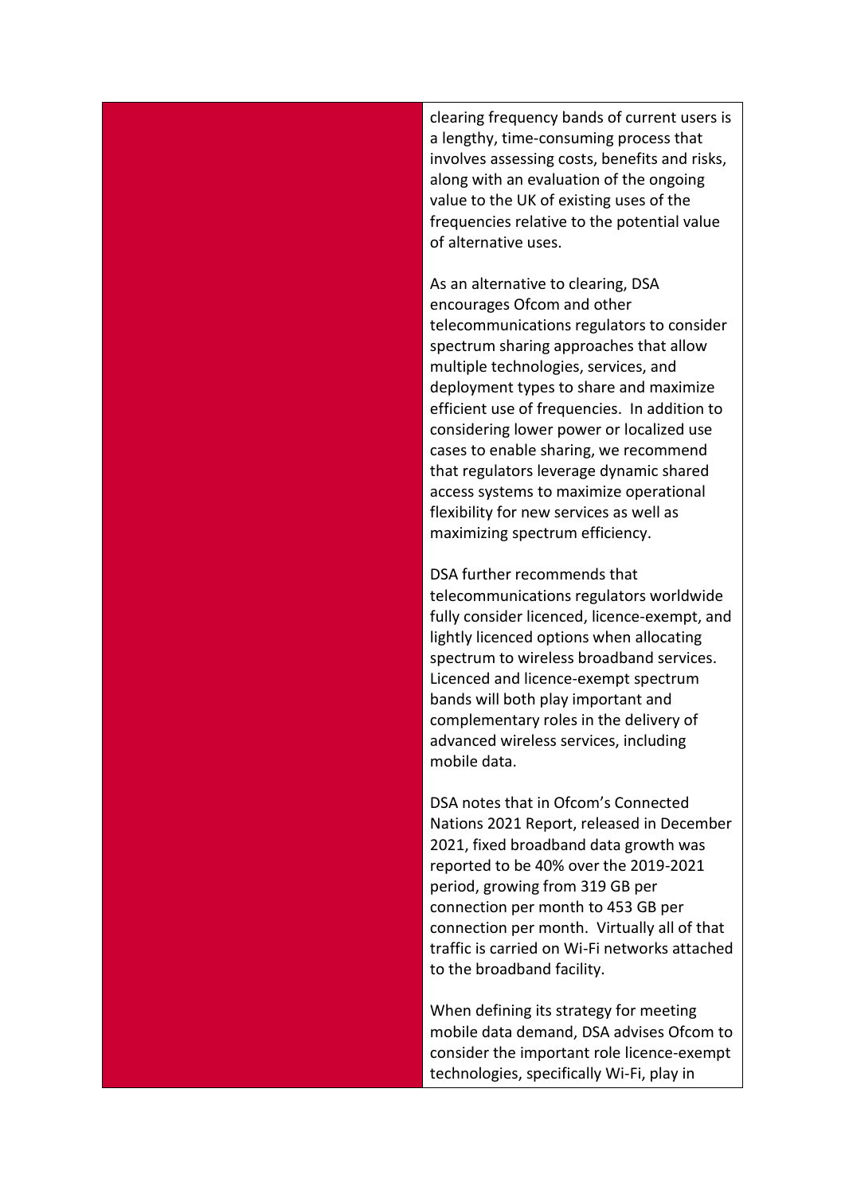clearing frequency bands of current users is a lengthy, time-consuming process that involves assessing costs, benefits and risks, along with an evaluation of the ongoing value to the UK of existing uses of the frequencies relative to the potential value of alternative uses.

As an alternative to clearing, DSA encourages Ofcom and other telecommunications regulators to consider spectrum sharing approaches that allow multiple technologies, services, and deployment types to share and maximize efficient use of frequencies. In addition to considering lower power or localized use cases to enable sharing, we recommend that regulators leverage dynamic shared access systems to maximize operational flexibility for new services as well as maximizing spectrum efficiency.

DSA further recommends that telecommunications regulators worldwide fully consider licenced, licence-exempt, and lightly licenced options when allocating spectrum to wireless broadband services. Licenced and licence-exempt spectrum bands will both play important and complementary roles in the delivery of advanced wireless services, including mobile data.

DSA notes that in Ofcom's Connected Nations 2021 Report, released in December 2021, fixed broadband data growth was reported to be 40% over the 2019-2021 period, growing from 319 GB per connection per month to 453 GB per connection per month. Virtually all of that traffic is carried on Wi-Fi networks attached to the broadband facility.

When defining its strategy for meeting mobile data demand, DSA advises Ofcom to consider the important role licence-exempt technologies, specifically Wi-Fi, play in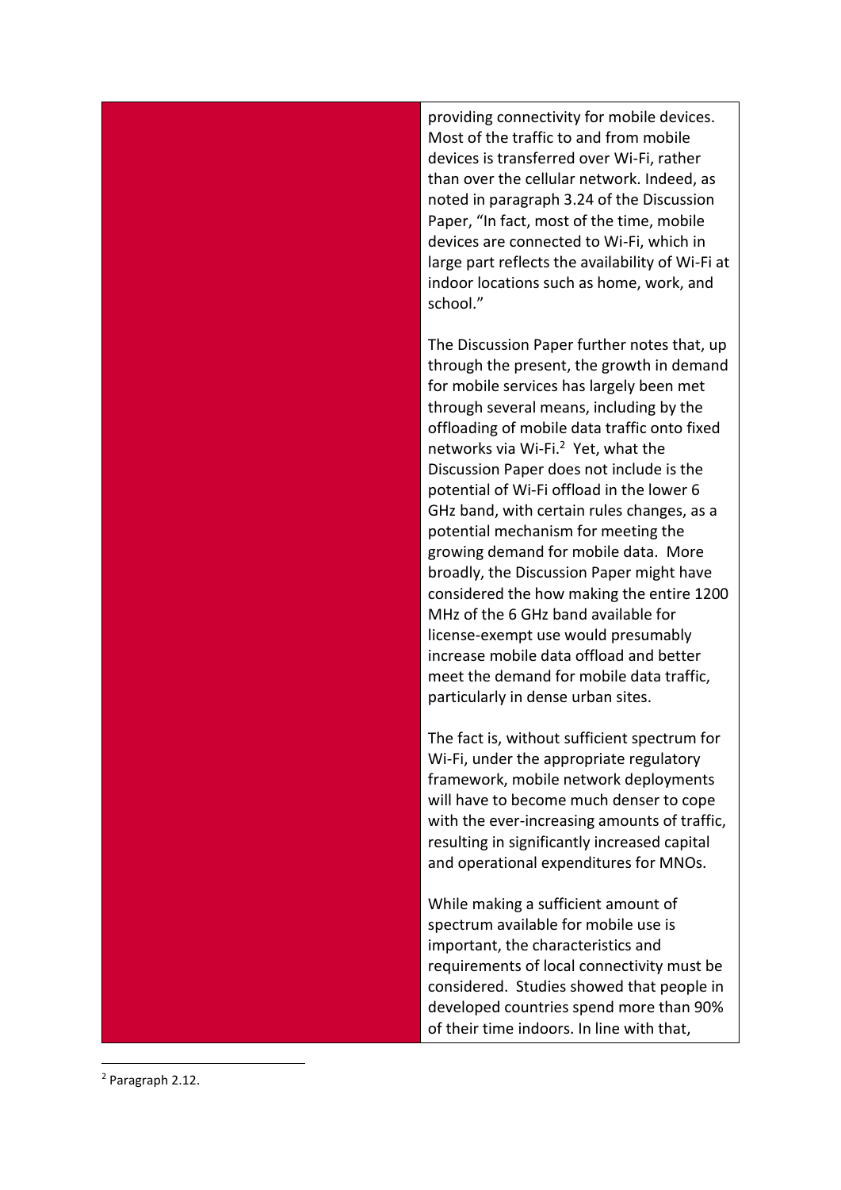| | |
|---|---|
| | providing connectivity for mobile devices. Most of the traffic to and from mobile devices is transferred over Wi-Fi, rather than over the cellular network. Indeed, as noted in paragraph 3.24 of the Discussion Paper, "In fact, most of the time, mobile devices are connected to Wi-Fi, which in large part reflects the availability of Wi-Fi at indoor locations such as home, work, and school."<br><br>The Discussion Paper further notes that, up through the present, the growth in demand for mobile services has largely been met through several means, including by the offloading of mobile data traffic onto fixed networks via Wi-Fi.[2] Yet, what the Discussion Paper does not include is the potential of Wi-Fi offload in the lower 6 GHz band, with certain rules changes, as a potential mechanism for meeting the growing demand for mobile data. More broadly, the Discussion Paper might have considered the how making the entire 1200 MHz of the 6 GHz band available for license-exempt use would presumably increase mobile data offload and better meet the demand for mobile data traffic, particularly in dense urban sites.<br><br>The fact is, without sufficient spectrum for Wi-Fi, under the appropriate regulatory framework, mobile network deployments will have to become much denser to cope with the ever-increasing amounts of traffic, resulting in significantly increased capital and operational expenditures for MNOs.<br><br>While making a sufficient amount of spectrum available for mobile use is important, the characteristics and requirements of local connectivity must be considered. Studies showed that people in developed countries spend more than 90% of their time indoors. In line with that, |

[2] Paragraph 2.12.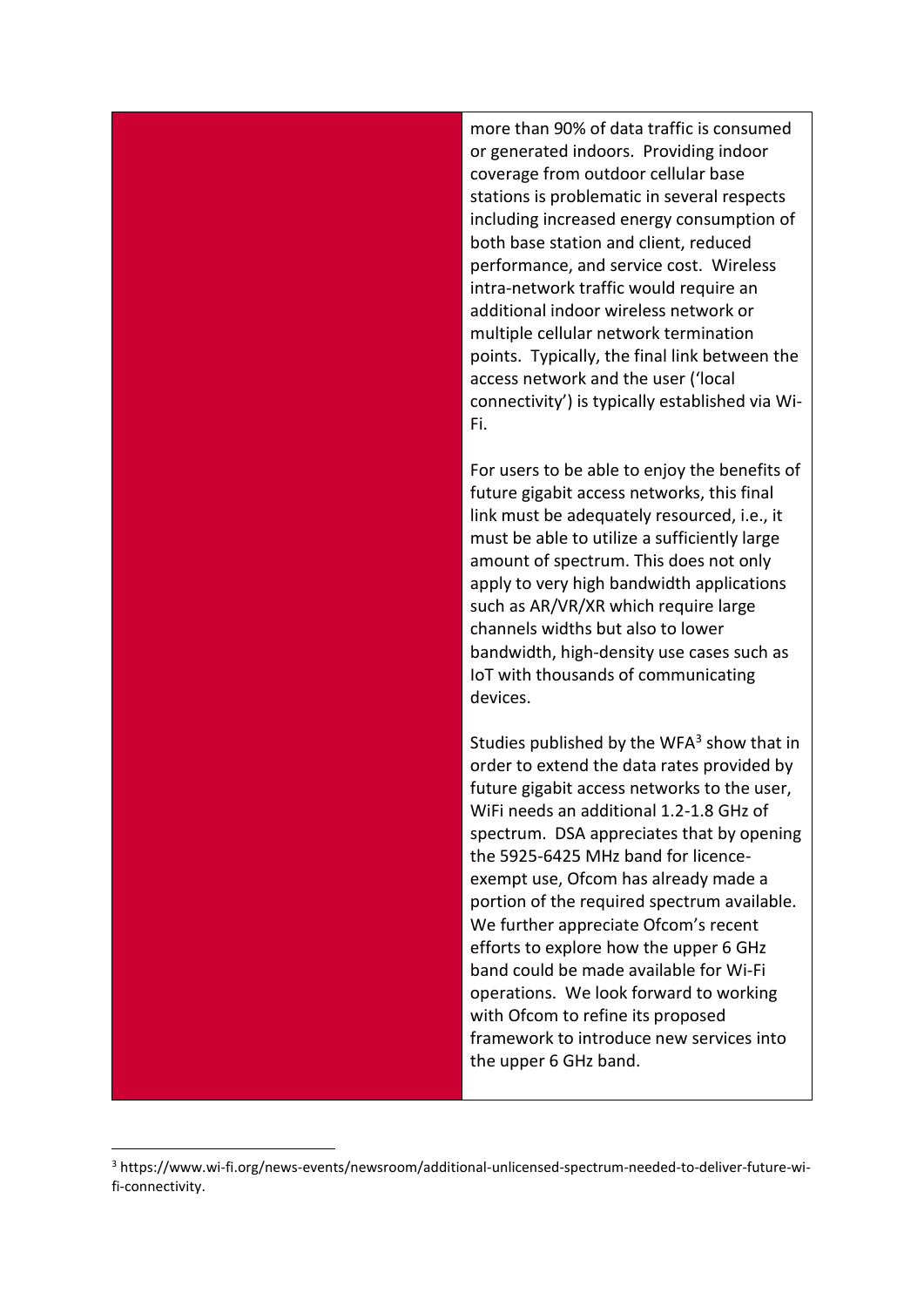| | |
|---|---|
| | more than 90% of data traffic is consumed or generated indoors. Providing indoor coverage from outdoor cellular base stations is problematic in several respects including increased energy consumption of both base station and client, reduced performance, and service cost. Wireless intra-network traffic would require an additional indoor wireless network or multiple cellular network termination points. Typically, the final link between the access network and the user ('local connectivity') is typically established via Wi-Fi.<br><br>For users to be able to enjoy the benefits of future gigabit access networks, this final link must be adequately resourced, i.e., it must be able to utilize a sufficiently large amount of spectrum. This does not only apply to very high bandwidth applications such as AR/VR/XR which require large channels widths but also to lower bandwidth, high-density use cases such as IoT with thousands of communicating devices.<br><br>Studies published by the WFA[3] show that in order to extend the data rates provided by future gigabit access networks to the user, WiFi needs an additional 1.2-1.8 GHz of spectrum. DSA appreciates that by opening the 5925-6425 MHz band for licence-exempt use, Ofcom has already made a portion of the required spectrum available. We further appreciate Ofcom's recent efforts to explore how the upper 6 GHz band could be made available for Wi-Fi operations. We look forward to working with Ofcom to refine its proposed framework to introduce new services into the upper 6 GHz band. |

[3] https://www.wi-fi.org/news-events/newsroom/additional-unlicensed-spectrum-needed-to-deliver-future-wi-fi-connectivity.